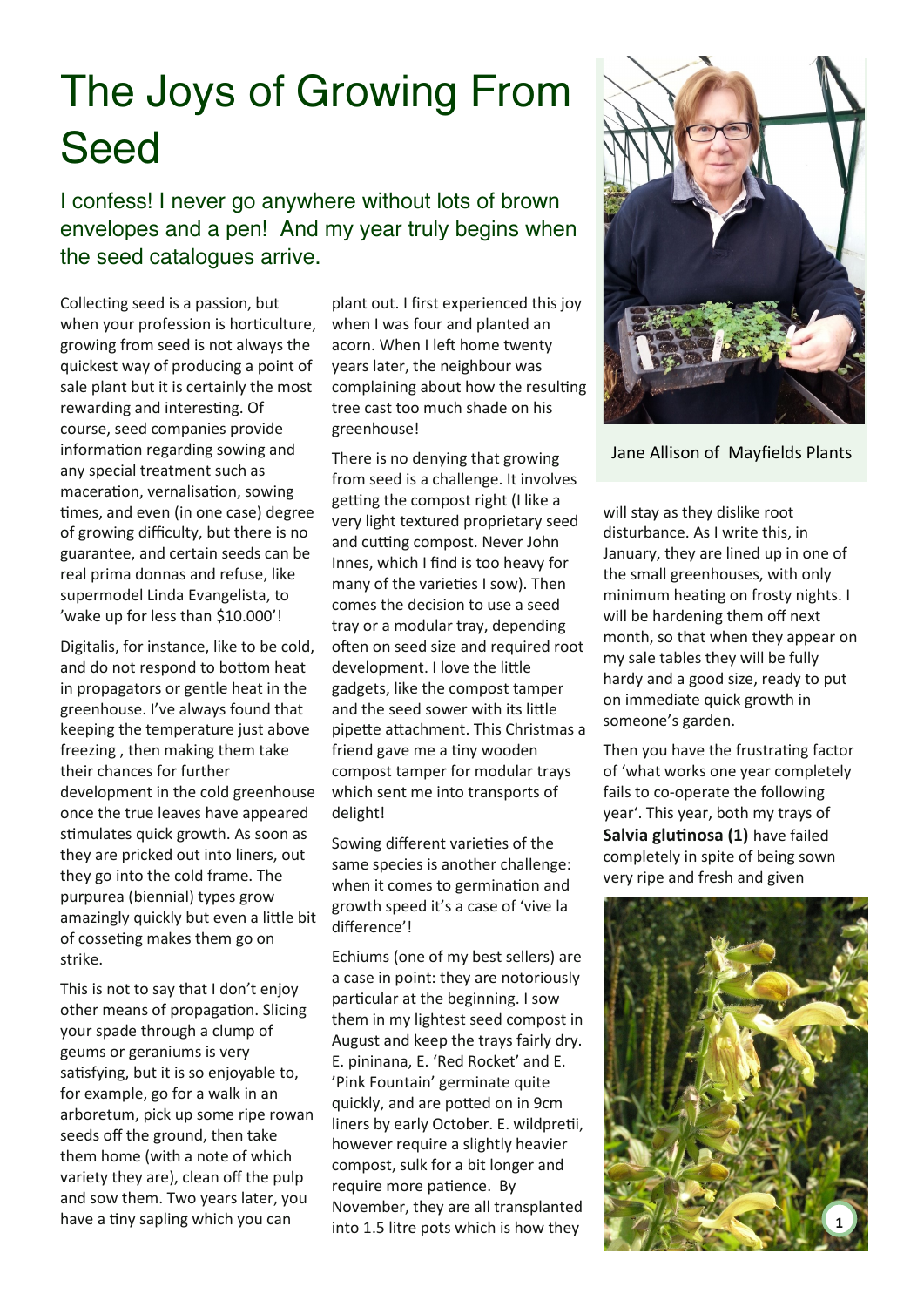# The Joys of Growing From Seed

I confess! I never go anywhere without lots of brown envelopes and a pen! And my year truly begins when the seed catalogues arrive.

Collecting seed is a passion, but when your profession is horticulture, growing from seed is not always the quickest way of producing a point of sale plant but it is certainly the most rewarding and interesting. Of course, seed companies provide information regarding sowing and any special treatment such as maceration, vernalisation, sowing times, and even (in one case) degree of growing difficulty, but there is no guarantee, and certain seeds can be real prima donnas and refuse, like supermodel Linda Evangelista, to 'wake up for less than $10.000'!

Digitalis, for instance, like to be cold, and do not respond to bottom heat in propagators or gentle heat in the greenhouse. I've always found that keeping the temperature just above freezing , then making them take their chances for further development in the cold greenhouse once the true leaves have appeared stimulates quick growth. As soon as they are pricked out into liners, out they go into the cold frame. The purpurea (biennial) types grow amazingly quickly but even a little bit of cosseting makes them go on strike.

This is not to say that I don't enjoy other means of propagation. Slicing your spade through a clump of geums or geraniums is very satisfying, but it is so enjoyable to, for example, go for a walk in an arboretum, pick up some ripe rowan seeds off the ground, then take them home (with a note of which variety they are), clean off the pulp and sow them. Two years later, you have a tiny sapling which you can plant out. I first experienced this joy when I was four and planted an acorn. When I left home twenty years later, the neighbour was complaining about how the resulting tree cast too much shade on his greenhouse!

There is no denying that growing from seed is a challenge. It involves getting the compost right (I like a very light textured proprietary seed and cutting compost. Never John Innes, which I find is too heavy for many of the varieties I sow). Then comes the decision to use a seed tray or a modular tray, depending often on seed size and required root development. I love the little gadgets, like the compost tamper and the seed sower with its little pipette attachment. This Christmas a friend gave me a tiny wooden compost tamper for modular trays which sent me into transports of delight!

Sowing different varieties of the same species is another challenge: when it comes to germination and growth speed it's a case of 'vive la difference'!

Echiums (one of my best sellers) are a case in point: they are notoriously particular at the beginning. I sow them in my lightest seed compost in August and keep the trays fairly dry. E. pininana, E. 'Red Rocket' and E. 'Pink Fountain' germinate quite quickly, and are potted on in 9cm liners by early October. E. wildpretii, however require a slightly heavier compost, sulk for a bit longer and require more patience. By November, they are all transplanted into 1.5 litre pots which is how they will stay as they dislike root disturbance. As I write this, in January, they are lined up in one of the small greenhouses, with only minimum heating on frosty nights. I will be hardening them off next month, so that when they appear on my sale tables they will be fully hardy and a good size, ready to put on immediate quick growth in someone's garden.

Jane Allison of Mayfields Plants

Then you have the frustrating factor of 'what works one year completely fails to co-operate the following year'. This year, both my trays of **Salvia glutinosa (1)** have failed completely in spite of being sown very ripe and fresh and given

1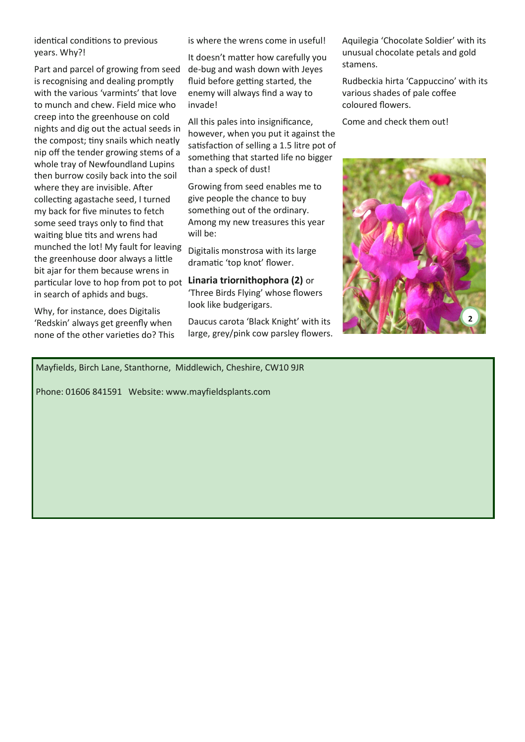identical conditions to previous years. Why?!

Part and parcel of growing from seed is recognising and dealing promptly with the various 'varmints' that love to munch and chew. Field mice who creep into the greenhouse on cold nights and dig out the actual seeds in the compost; tiny snails which neatly nip off the tender growing stems of a whole tray of Newfoundland Lupins then burrow cosily back into the soil where they are invisible. After collecting agastache seed, I turned my back for five minutes to fetch some seed trays only to find that waiting blue tits and wrens had munched the lot! My fault for leaving the greenhouse door always a little bit ajar for them because wrens in particular love to hop from pot to pot in search of aphids and bugs.

Why, for instance, does Digitalis 'Redskin' always get greenfly when none of the other varieties do? This is where the wrens come in useful!

It doesn't matter how carefully you de-bug and wash down with Jeyes fluid before getting started, the enemy will always find a way to invade!

All this pales into insignificance, however, when you put it against the satisfaction of selling a 1.5 litre pot of something that started life no bigger than a speck of dust!

Growing from seed enables me to give people the chance to buy something out of the ordinary. Among my new treasures this year will be:

Digitalis monstrosa with its large dramatic 'top knot' flower.

**Linaria triornithophora (2)** or 'Three Birds Flying' whose flowers look like budgerigars.

Daucus carota 'Black Knight' with its large, grey/pink cow parsley flowers.

Aquilegia 'Chocolate Soldier' with its unusual chocolate petals and gold stamens.

Rudbeckia hirta 'Cappuccino' with its various shades of pale coffee coloured flowers.

Come and check them out!

2

Mayfields, Birch Lane, Stanthorne, Middlewich, Cheshire, CW10 9JR

Phone: 01606 841591 Website: www.mayfieldsplants.com